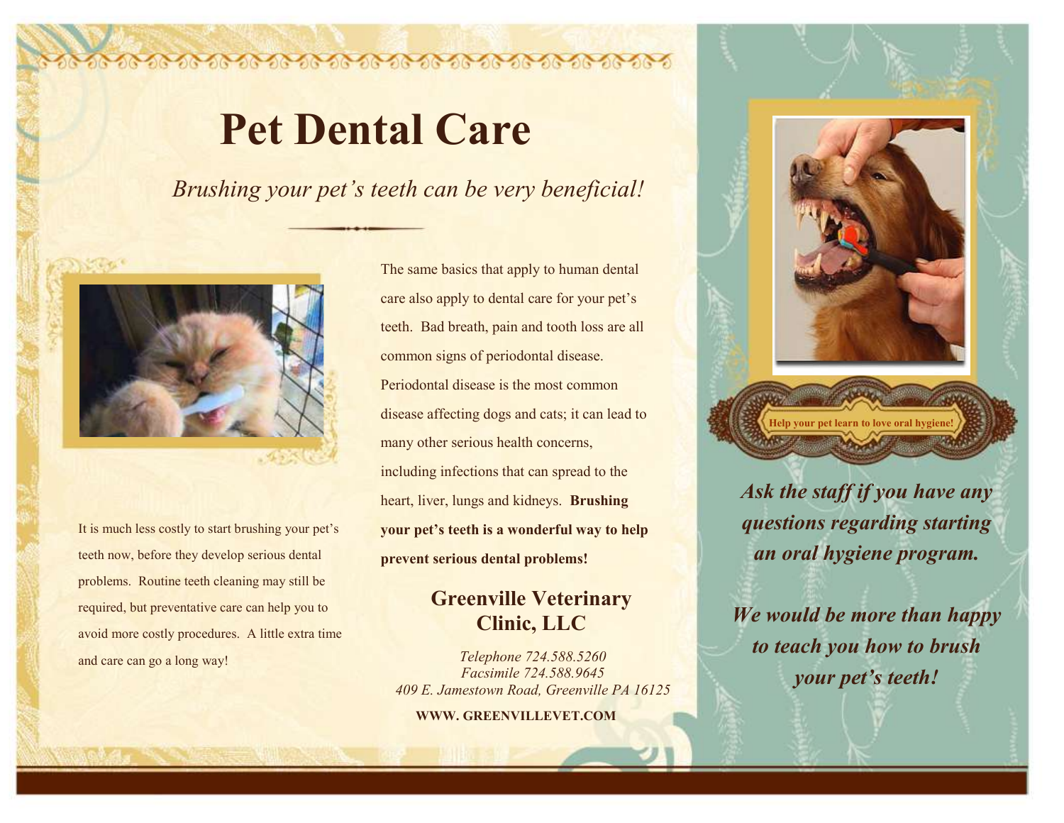# Pet Dental Care

*Brushing your pet's teeth can be very beneficial!*

It is much less costly to start brushing your pet's teeth now, before they develop serious dental problems. Routine teeth cleaning may still be required, but preventative care can help you to avoid more costly procedures. A little extra time and care can go a long way!

The same basics that apply to human dental care also apply to dental care for your pet's teeth. Bad breath, pain and tooth loss are all common signs of periodontal disease. Periodontal disease is the most common disease affecting dogs and cats; it can lead to many other serious health concerns, including infections that can spread to the heart, liver, lungs and kidneys. **Brushing your pet's teeth is a wonderful way to help prevent serious dental problems!**

## Greenville Veterinary Clinic, LLC

*Telephone 724.588.5260*
*Facsimile 724.588.9645*
*409 E. Jamestown Road, Greenville PA 16125*

**WWW. GREENVILLEVET.COM**

**Help your pet learn to love oral hygiene!**

***Ask the staff if you have any questions regarding starting an oral hygiene program.***

***We would be more than happy to teach you how to brush your pet's teeth!***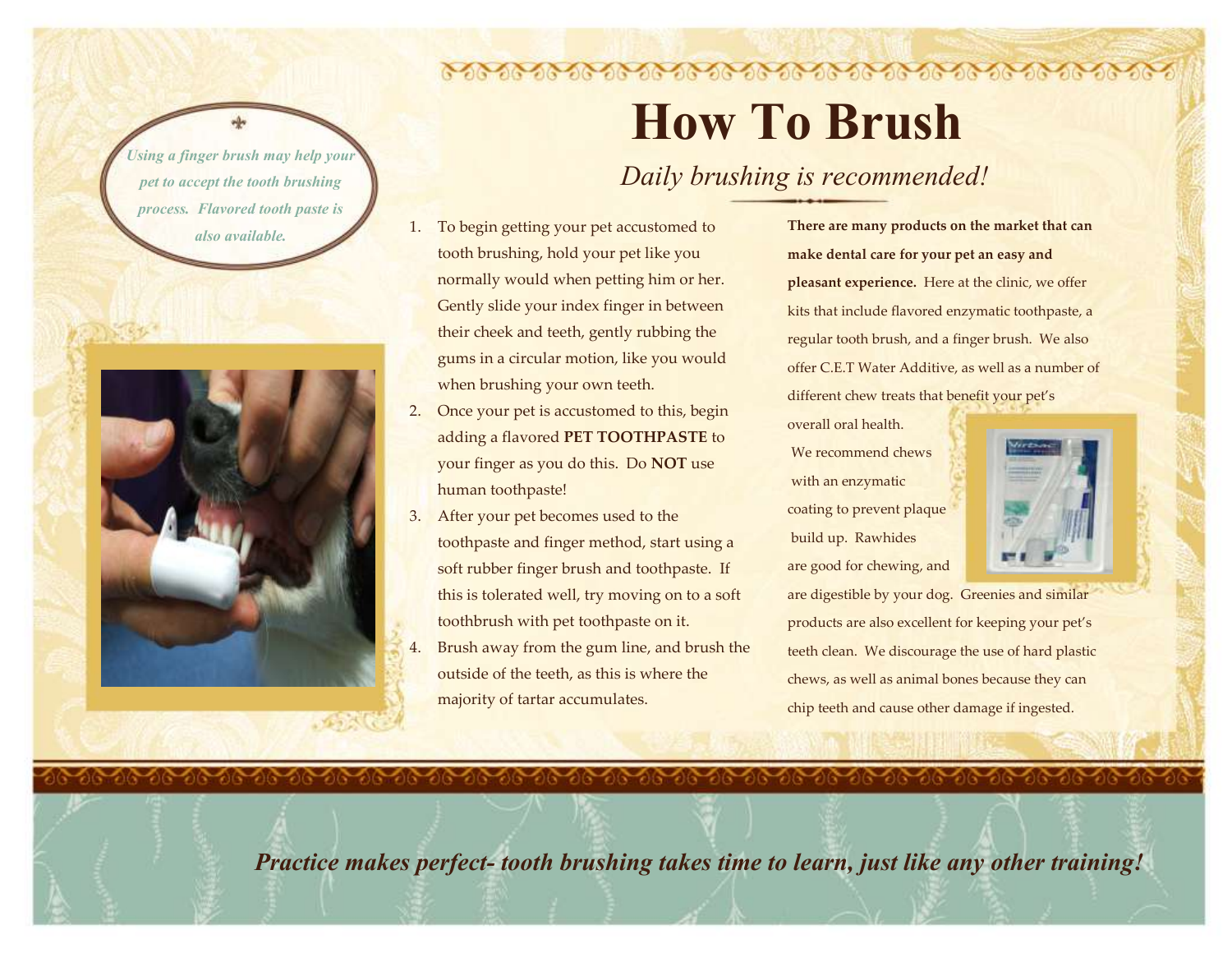*Using a finger brush may help your pet to accept the tooth brushing process. Flavored tooth paste is also available.*

# How To Brush

*Daily brushing is recommended!*

1. To begin getting your pet accustomed to tooth brushing, hold your pet like you normally would when petting him or her. Gently slide your index finger in between their cheek and teeth, gently rubbing the gums in a circular motion, like you would when brushing your own teeth.
2. Once your pet is accustomed to this, begin adding a flavored **PET TOOTHPASTE** to your finger as you do this. Do **NOT** use human toothpaste!
3. After your pet becomes used to the toothpaste and finger method, start using a soft rubber finger brush and toothpaste. If this is tolerated well, try moving on to a soft toothbrush with pet toothpaste on it.
4. Brush away from the gum line, and brush the outside of the teeth, as this is where the majority of tartar accumulates.

**There are many products on the market that can make dental care for your pet an easy and pleasant experience.** Here at the clinic, we offer kits that include flavored enzymatic toothpaste, a regular tooth brush, and a finger brush. We also offer C.E.T Water Additive, as well as a number of different chew treats that benefit your pet's overall oral health.

We recommend chews with an enzymatic coating to prevent plaque build up. Rawhides are good for chewing, and are digestible by your dog. Greenies and similar products are also excellent for keeping your pet's teeth clean. We discourage the use of hard plastic chews, as well as animal bones because they can chip teeth and cause other damage if ingested.

***Practice makes perfect- tooth brushing takes time to learn, just like any other training!***